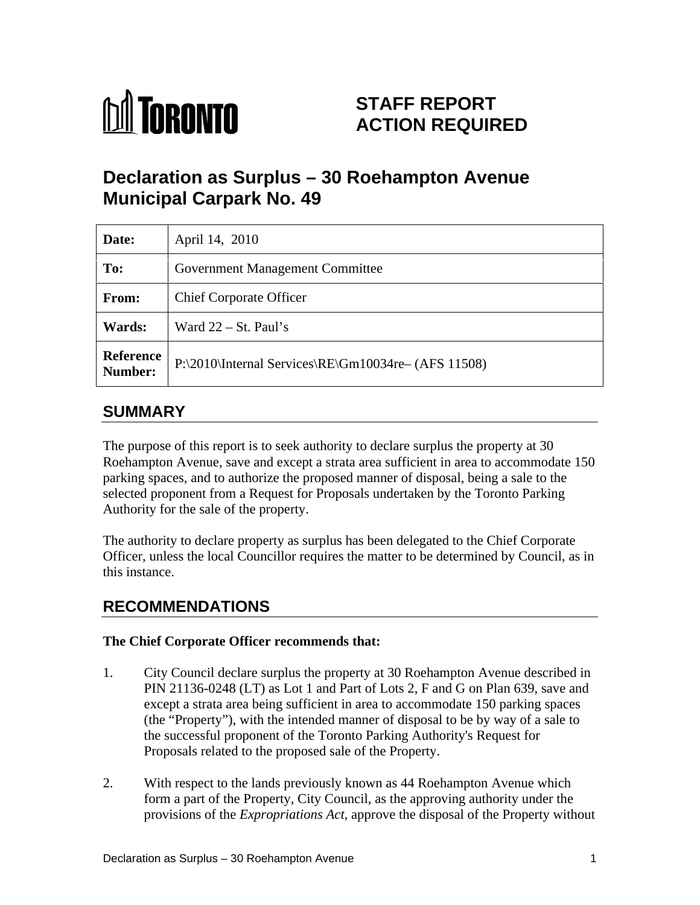TORONTO

# STAFF REPORT ACTION REQUIRED

## Declaration as Surplus – 30 Roehampton Avenue Municipal Carpark No. 49

| | |
|---|---|
| **Date:** | April 14, 2010 |
| **To:** | Government Management Committee |
| **From:** | Chief Corporate Officer |
| **Wards:** | Ward 22 – St. Paul's |
| **Reference Number:** | P:\2010\Internal Services\RE\Gm10034re– (AFS 11508) |

## SUMMARY

The purpose of this report is to seek authority to declare surplus the property at 30 Roehampton Avenue, save and except a strata area sufficient in area to accommodate 150 parking spaces, and to authorize the proposed manner of disposal, being a sale to the selected proponent from a Request for Proposals undertaken by the Toronto Parking Authority for the sale of the property.

The authority to declare property as surplus has been delegated to the Chief Corporate Officer, unless the local Councillor requires the matter to be determined by Council, as in this instance.

## RECOMMENDATIONS

**The Chief Corporate Officer recommends that:**

1. City Council declare surplus the property at 30 Roehampton Avenue described in PIN 21136-0248 (LT) as Lot 1 and Part of Lots 2, F and G on Plan 639, save and except a strata area being sufficient in area to accommodate 150 parking spaces (the "Property"), with the intended manner of disposal to be by way of a sale to the successful proponent of the Toronto Parking Authority's Request for Proposals related to the proposed sale of the Property.

2. With respect to the lands previously known as 44 Roehampton Avenue which form a part of the Property, City Council, as the approving authority under the provisions of the *Expropriations Act*, approve the disposal of the Property without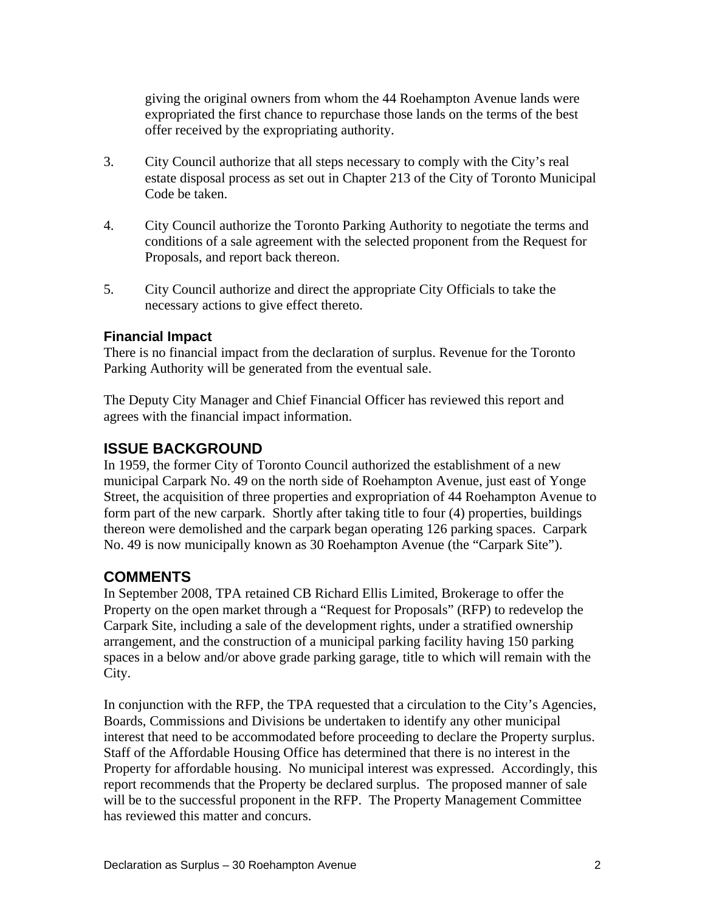giving the original owners from whom the 44 Roehampton Avenue lands were expropriated the first chance to repurchase those lands on the terms of the best offer received by the expropriating authority.

3. City Council authorize that all steps necessary to comply with the City's real estate disposal process as set out in Chapter 213 of the City of Toronto Municipal Code be taken.

4. City Council authorize the Toronto Parking Authority to negotiate the terms and conditions of a sale agreement with the selected proponent from the Request for Proposals, and report back thereon.

5. City Council authorize and direct the appropriate City Officials to take the necessary actions to give effect thereto.

### Financial Impact

There is no financial impact from the declaration of surplus. Revenue for the Toronto Parking Authority will be generated from the eventual sale.

The Deputy City Manager and Chief Financial Officer has reviewed this report and agrees with the financial impact information.

## ISSUE BACKGROUND

In 1959, the former City of Toronto Council authorized the establishment of a new municipal Carpark No. 49 on the north side of Roehampton Avenue, just east of Yonge Street, the acquisition of three properties and expropriation of 44 Roehampton Avenue to form part of the new carpark. Shortly after taking title to four (4) properties, buildings thereon were demolished and the carpark began operating 126 parking spaces. Carpark No. 49 is now municipally known as 30 Roehampton Avenue (the "Carpark Site").

## COMMENTS

In September 2008, TPA retained CB Richard Ellis Limited, Brokerage to offer the Property on the open market through a "Request for Proposals" (RFP) to redevelop the Carpark Site, including a sale of the development rights, under a stratified ownership arrangement, and the construction of a municipal parking facility having 150 parking spaces in a below and/or above grade parking garage, title to which will remain with the City.

In conjunction with the RFP, the TPA requested that a circulation to the City's Agencies, Boards, Commissions and Divisions be undertaken to identify any other municipal interest that need to be accommodated before proceeding to declare the Property surplus. Staff of the Affordable Housing Office has determined that there is no interest in the Property for affordable housing. No municipal interest was expressed. Accordingly, this report recommends that the Property be declared surplus. The proposed manner of sale will be to the successful proponent in the RFP. The Property Management Committee has reviewed this matter and concurs.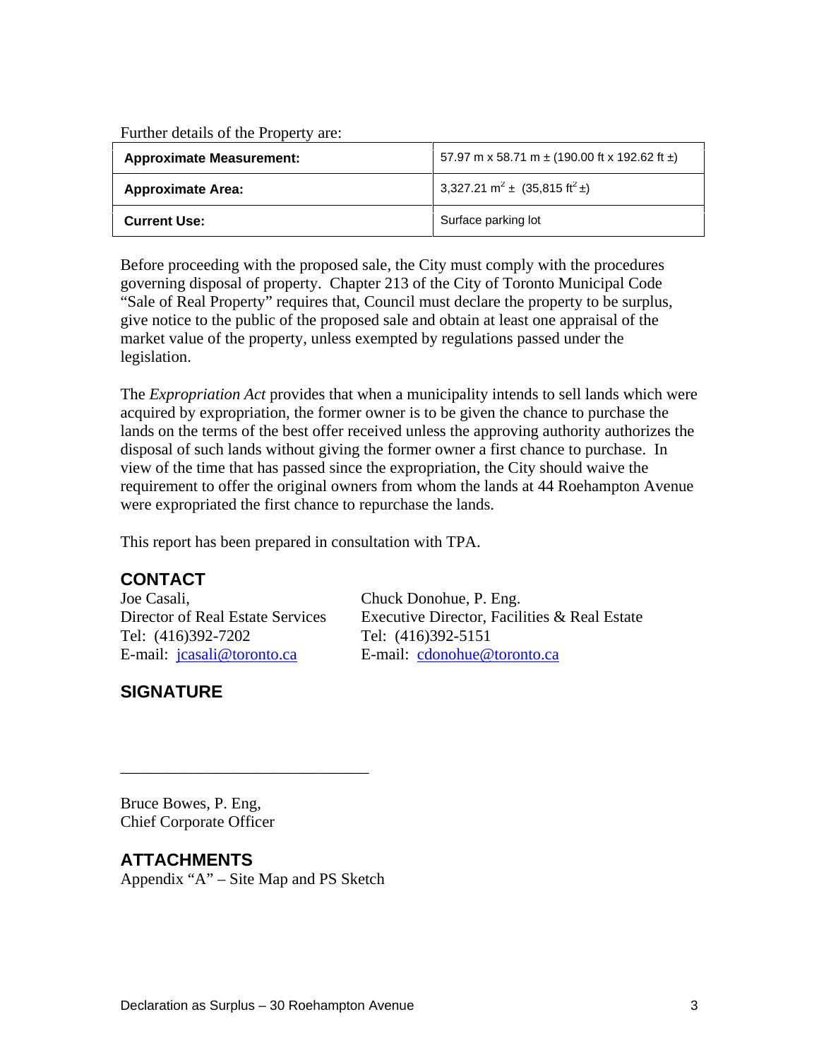Further details of the Property are:

| | |
|---|---|
| **Approximate Measurement:** | 57.97 m x 58.71 m ± (190.00 ft x 192.62 ft ±) |
| **Approximate Area:** | 3,327.21 $m^2$ ± (35,815 $ft^2$ ±) |
| **Current Use:** | Surface parking lot |

Before proceeding with the proposed sale, the City must comply with the procedures governing disposal of property. Chapter 213 of the City of Toronto Municipal Code "Sale of Real Property" requires that, Council must declare the property to be surplus, give notice to the public of the proposed sale and obtain at least one appraisal of the market value of the property, unless exempted by regulations passed under the legislation.

The *Expropriation Act* provides that when a municipality intends to sell lands which were acquired by expropriation, the former owner is to be given the chance to purchase the lands on the terms of the best offer received unless the approving authority authorizes the disposal of such lands without giving the former owner a first chance to purchase. In view of the time that has passed since the expropriation, the City should waive the requirement to offer the original owners from whom the lands at 44 Roehampton Avenue were expropriated the first chance to repurchase the lands.

This report has been prepared in consultation with TPA.

## CONTACT

Joe Casali,
Director of Real Estate Services
Tel: (416)392-7202
E-mail: jcasali@toronto.ca

Chuck Donohue, P. Eng.
Executive Director, Facilities & Real Estate
Tel: (416)392-5151
E-mail: cdonohue@toronto.ca

## SIGNATURE

_______________________________

Bruce Bowes, P. Eng,
Chief Corporate Officer

## ATTACHMENTS

Appendix "A" – Site Map and PS Sketch